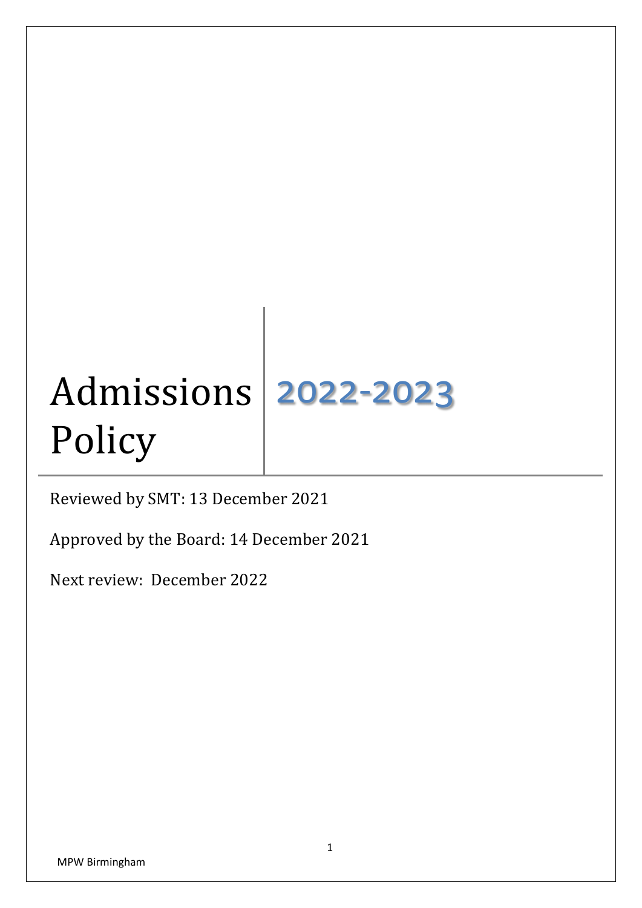# Admissions Policy 2022-2023

Reviewed by SMT: 13 December 2021

Approved by the Board: 14 December 2021

Next review: December 2022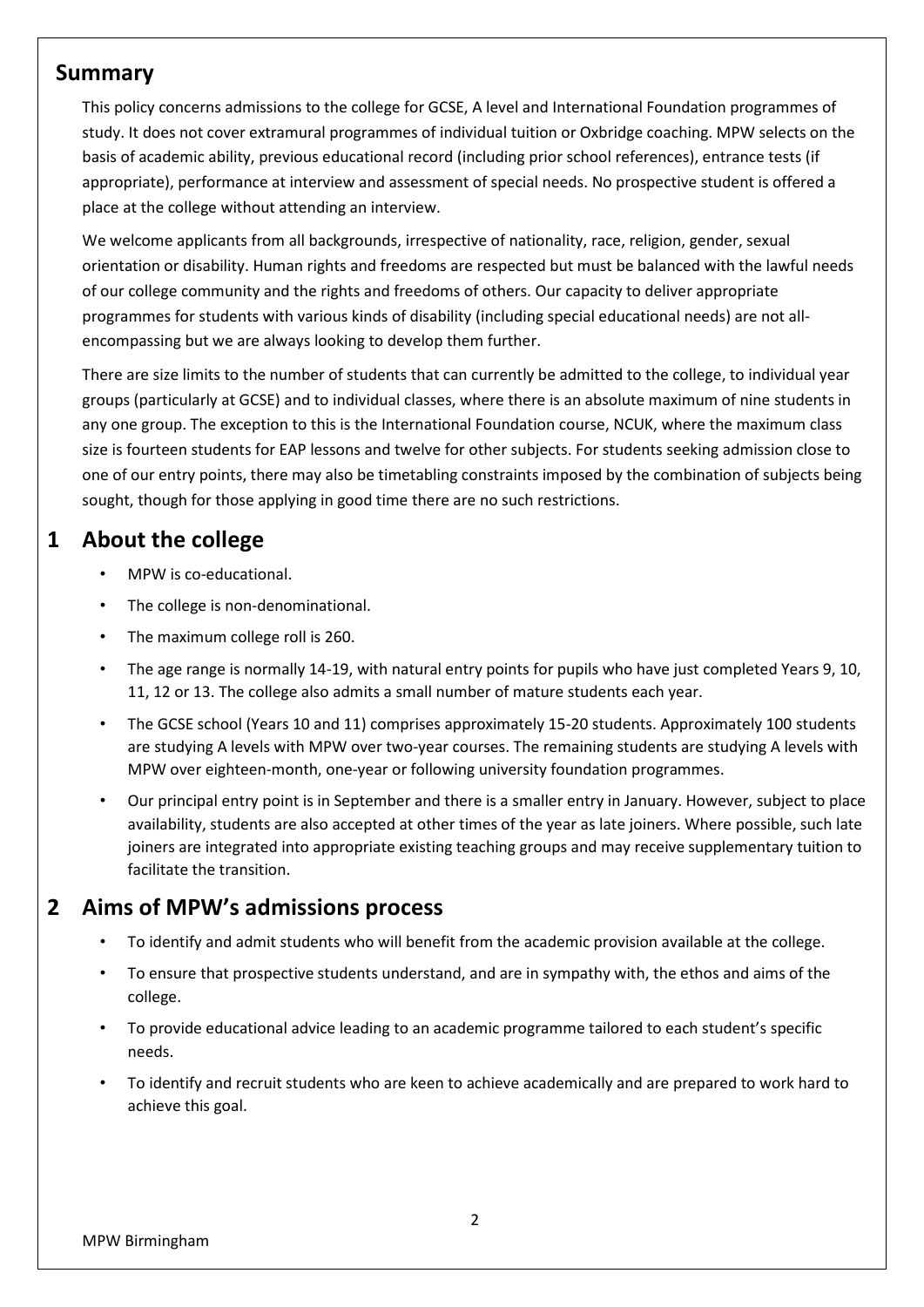## Summary

This policy concerns admissions to the college for GCSE, A level and International Foundation programmes of study. It does not cover extramural programmes of individual tuition or Oxbridge coaching. MPW selects on the basis of academic ability, previous educational record (including prior school references), entrance tests (if appropriate), performance at interview and assessment of special needs. No prospective student is offered a place at the college without attending an interview.

We welcome applicants from all backgrounds, irrespective of nationality, race, religion, gender, sexual orientation or disability. Human rights and freedoms are respected but must be balanced with the lawful needs of our college community and the rights and freedoms of others. Our capacity to deliver appropriate programmes for students with various kinds of disability (including special educational needs) are not all-encompassing but we are always looking to develop them further.

There are size limits to the number of students that can currently be admitted to the college, to individual year groups (particularly at GCSE) and to individual classes, where there is an absolute maximum of nine students in any one group. The exception to this is the International Foundation course, NCUK, where the maximum class size is fourteen students for EAP lessons and twelve for other subjects. For students seeking admission close to one of our entry points, there may also be timetabling constraints imposed by the combination of subjects being sought, though for those applying in good time there are no such restrictions.

## 1 About the college

- MPW is co-educational.
- The college is non-denominational.
- The maximum college roll is 260.
- The age range is normally 14-19, with natural entry points for pupils who have just completed Years 9, 10, 11, 12 or 13. The college also admits a small number of mature students each year.
- The GCSE school (Years 10 and 11) comprises approximately 15-20 students. Approximately 100 students are studying A levels with MPW over two-year courses. The remaining students are studying A levels with MPW over eighteen-month, one-year or following university foundation programmes.
- Our principal entry point is in September and there is a smaller entry in January. However, subject to place availability, students are also accepted at other times of the year as late joiners. Where possible, such late joiners are integrated into appropriate existing teaching groups and may receive supplementary tuition to facilitate the transition.

## 2 Aims of MPW's admissions process

- To identify and admit students who will benefit from the academic provision available at the college.
- To ensure that prospective students understand, and are in sympathy with, the ethos and aims of the college.
- To provide educational advice leading to an academic programme tailored to each student's specific needs.
- To identify and recruit students who are keen to achieve academically and are prepared to work hard to achieve this goal.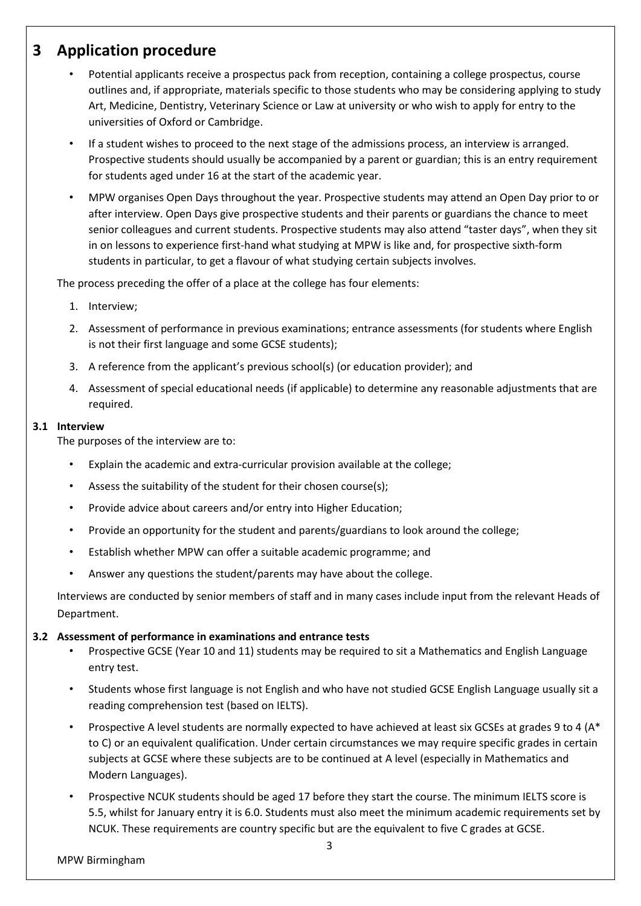# 3 Application procedure

- Potential applicants receive a prospectus pack from reception, containing a college prospectus, course outlines and, if appropriate, materials specific to those students who may be considering applying to study Art, Medicine, Dentistry, Veterinary Science or Law at university or who wish to apply for entry to the universities of Oxford or Cambridge.
- If a student wishes to proceed to the next stage of the admissions process, an interview is arranged. Prospective students should usually be accompanied by a parent or guardian; this is an entry requirement for students aged under 16 at the start of the academic year.
- MPW organises Open Days throughout the year. Prospective students may attend an Open Day prior to or after interview. Open Days give prospective students and their parents or guardians the chance to meet senior colleagues and current students. Prospective students may also attend "taster days", when they sit in on lessons to experience first-hand what studying at MPW is like and, for prospective sixth-form students in particular, to get a flavour of what studying certain subjects involves.

The process preceding the offer of a place at the college has four elements:

1. Interview;
2. Assessment of performance in previous examinations; entrance assessments (for students where English is not their first language and some GCSE students);
3. A reference from the applicant's previous school(s) (or education provider); and
4. Assessment of special educational needs (if applicable) to determine any reasonable adjustments that are required.

### 3.1 Interview

The purposes of the interview are to:

- Explain the academic and extra-curricular provision available at the college;
- Assess the suitability of the student for their chosen course(s);
- Provide advice about careers and/or entry into Higher Education;
- Provide an opportunity for the student and parents/guardians to look around the college;
- Establish whether MPW can offer a suitable academic programme; and
- Answer any questions the student/parents may have about the college.

Interviews are conducted by senior members of staff and in many cases include input from the relevant Heads of Department.

### 3.2 Assessment of performance in examinations and entrance tests

- Prospective GCSE (Year 10 and 11) students may be required to sit a Mathematics and English Language entry test.
- Students whose first language is not English and who have not studied GCSE English Language usually sit a reading comprehension test (based on IELTS).
- Prospective A level students are normally expected to have achieved at least six GCSEs at grades 9 to 4 (A* to C) or an equivalent qualification. Under certain circumstances we may require specific grades in certain subjects at GCSE where these subjects are to be continued at A level (especially in Mathematics and Modern Languages).
- Prospective NCUK students should be aged 17 before they start the course. The minimum IELTS score is 5.5, whilst for January entry it is 6.0. Students must also meet the minimum academic requirements set by NCUK. These requirements are country specific but are the equivalent to five C grades at GCSE.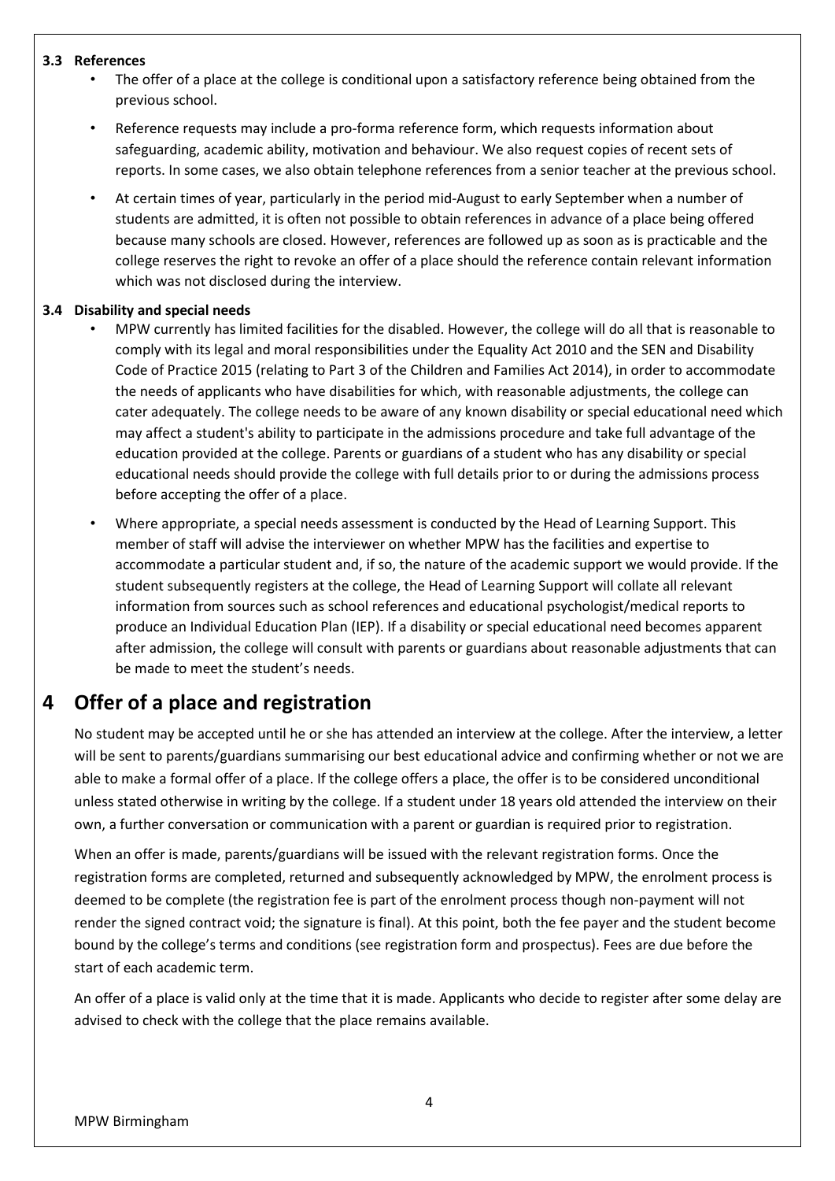### 3.3 References

- The offer of a place at the college is conditional upon a satisfactory reference being obtained from the previous school.
- Reference requests may include a pro-forma reference form, which requests information about safeguarding, academic ability, motivation and behaviour. We also request copies of recent sets of reports. In some cases, we also obtain telephone references from a senior teacher at the previous school.
- At certain times of year, particularly in the period mid-August to early September when a number of students are admitted, it is often not possible to obtain references in advance of a place being offered because many schools are closed. However, references are followed up as soon as is practicable and the college reserves the right to revoke an offer of a place should the reference contain relevant information which was not disclosed during the interview.

### 3.4 Disability and special needs

- MPW currently has limited facilities for the disabled. However, the college will do all that is reasonable to comply with its legal and moral responsibilities under the Equality Act 2010 and the SEN and Disability Code of Practice 2015 (relating to Part 3 of the Children and Families Act 2014), in order to accommodate the needs of applicants who have disabilities for which, with reasonable adjustments, the college can cater adequately. The college needs to be aware of any known disability or special educational need which may affect a student's ability to participate in the admissions procedure and take full advantage of the education provided at the college. Parents or guardians of a student who has any disability or special educational needs should provide the college with full details prior to or during the admissions process before accepting the offer of a place.
- Where appropriate, a special needs assessment is conducted by the Head of Learning Support. This member of staff will advise the interviewer on whether MPW has the facilities and expertise to accommodate a particular student and, if so, the nature of the academic support we would provide. If the student subsequently registers at the college, the Head of Learning Support will collate all relevant information from sources such as school references and educational psychologist/medical reports to produce an Individual Education Plan (IEP). If a disability or special educational need becomes apparent after admission, the college will consult with parents or guardians about reasonable adjustments that can be made to meet the student's needs.

## 4 Offer of a place and registration

No student may be accepted until he or she has attended an interview at the college. After the interview, a letter will be sent to parents/guardians summarising our best educational advice and confirming whether or not we are able to make a formal offer of a place. If the college offers a place, the offer is to be considered unconditional unless stated otherwise in writing by the college. If a student under 18 years old attended the interview on their own, a further conversation or communication with a parent or guardian is required prior to registration.

When an offer is made, parents/guardians will be issued with the relevant registration forms. Once the registration forms are completed, returned and subsequently acknowledged by MPW, the enrolment process is deemed to be complete (the registration fee is part of the enrolment process though non-payment will not render the signed contract void; the signature is final). At this point, both the fee payer and the student become bound by the college's terms and conditions (see registration form and prospectus). Fees are due before the start of each academic term.

An offer of a place is valid only at the time that it is made. Applicants who decide to register after some delay are advised to check with the college that the place remains available.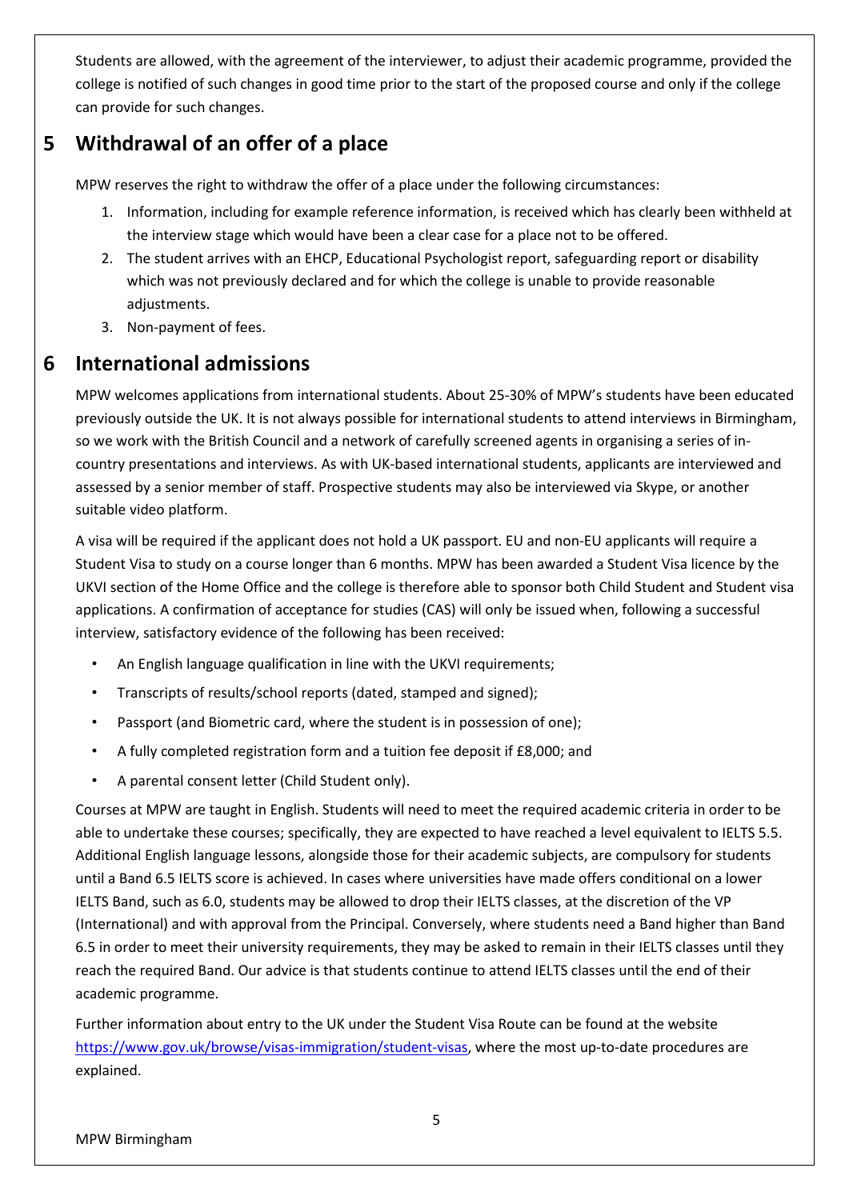Students are allowed, with the agreement of the interviewer, to adjust their academic programme, provided the college is notified of such changes in good time prior to the start of the proposed course and only if the college can provide for such changes.

## 5 Withdrawal of an offer of a place

MPW reserves the right to withdraw the offer of a place under the following circumstances:

1. Information, including for example reference information, is received which has clearly been withheld at the interview stage which would have been a clear case for a place not to be offered.
2. The student arrives with an EHCP, Educational Psychologist report, safeguarding report or disability which was not previously declared and for which the college is unable to provide reasonable adjustments.
3. Non-payment of fees.

## 6 International admissions

MPW welcomes applications from international students. About 25-30% of MPW's students have been educated previously outside the UK. It is not always possible for international students to attend interviews in Birmingham, so we work with the British Council and a network of carefully screened agents in organising a series of in-country presentations and interviews. As with UK-based international students, applicants are interviewed and assessed by a senior member of staff. Prospective students may also be interviewed via Skype, or another suitable video platform.

A visa will be required if the applicant does not hold a UK passport. EU and non-EU applicants will require a Student Visa to study on a course longer than 6 months. MPW has been awarded a Student Visa licence by the UKVI section of the Home Office and the college is therefore able to sponsor both Child Student and Student visa applications. A confirmation of acceptance for studies (CAS) will only be issued when, following a successful interview, satisfactory evidence of the following has been received:

- An English language qualification in line with the UKVI requirements;
- Transcripts of results/school reports (dated, stamped and signed);
- Passport (and Biometric card, where the student is in possession of one);
- A fully completed registration form and a tuition fee deposit if £8,000; and
- A parental consent letter (Child Student only).

Courses at MPW are taught in English. Students will need to meet the required academic criteria in order to be able to undertake these courses; specifically, they are expected to have reached a level equivalent to IELTS 5.5. Additional English language lessons, alongside those for their academic subjects, are compulsory for students until a Band 6.5 IELTS score is achieved. In cases where universities have made offers conditional on a lower IELTS Band, such as 6.0, students may be allowed to drop their IELTS classes, at the discretion of the VP (International) and with approval from the Principal. Conversely, where students need a Band higher than Band 6.5 in order to meet their university requirements, they may be asked to remain in their IELTS classes until they reach the required Band. Our advice is that students continue to attend IELTS classes until the end of their academic programme.

Further information about entry to the UK under the Student Visa Route can be found at the website https://www.gov.uk/browse/visas-immigration/student-visas, where the most up-to-date procedures are explained.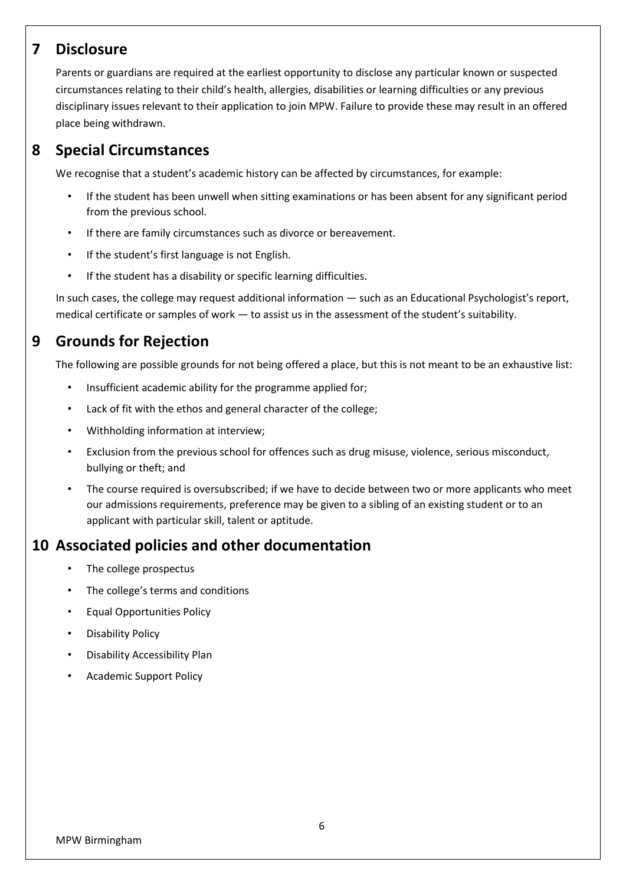## 7 Disclosure

Parents or guardians are required at the earliest opportunity to disclose any particular known or suspected circumstances relating to their child's health, allergies, disabilities or learning difficulties or any previous disciplinary issues relevant to their application to join MPW. Failure to provide these may result in an offered place being withdrawn.

## 8 Special Circumstances

We recognise that a student's academic history can be affected by circumstances, for example:

- If the student has been unwell when sitting examinations or has been absent for any significant period from the previous school.
- If there are family circumstances such as divorce or bereavement.
- If the student's first language is not English.
- If the student has a disability or specific learning difficulties.

In such cases, the college may request additional information — such as an Educational Psychologist's report, medical certificate or samples of work — to assist us in the assessment of the student's suitability.

## 9 Grounds for Rejection

The following are possible grounds for not being offered a place, but this is not meant to be an exhaustive list:

- Insufficient academic ability for the programme applied for;
- Lack of fit with the ethos and general character of the college;
- Withholding information at interview;
- Exclusion from the previous school for offences such as drug misuse, violence, serious misconduct, bullying or theft; and
- The course required is oversubscribed; if we have to decide between two or more applicants who meet our admissions requirements, preference may be given to a sibling of an existing student or to an applicant with particular skill, talent or aptitude.

## 10 Associated policies and other documentation

- The college prospectus
- The college's terms and conditions
- Equal Opportunities Policy
- Disability Policy
- Disability Accessibility Plan
- Academic Support Policy